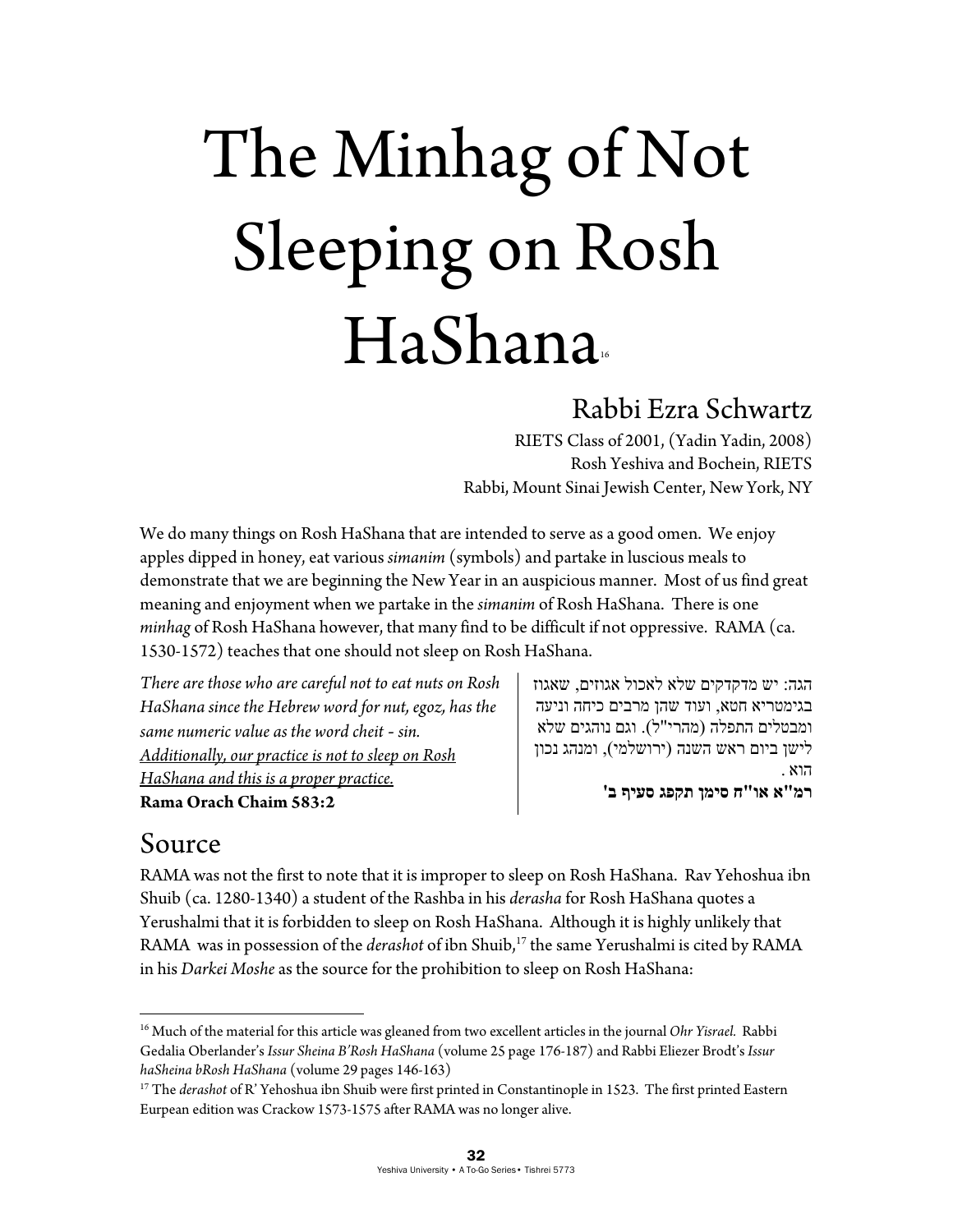# The Minhag of Not Sleeping on Rosh HaShana[16]

## Rabbi Ezra Schwartz

RIETS Class of 2001, (Yadin Yadin, 2008)
Rosh Yeshiva and Bochein, RIETS
Rabbi, Mount Sinai Jewish Center, New York, NY

We do many things on Rosh HaShana that are intended to serve as a good omen. We enjoy apples dipped in honey, eat various *simanim* (symbols) and partake in luscious meals to demonstrate that we are beginning the New Year in an auspicious manner. Most of us find great meaning and enjoyment when we partake in the *simanim* of Rosh HaShana. There is one *minhag* of Rosh HaShana however, that many find to be difficult if not oppressive. RAMA (ca. 1530-1572) teaches that one should not sleep on Rosh HaShana.

*There are those who are careful not to eat nuts on Rosh HaShana since the Hebrew word for nut, egoz, has the same numeric value as the word cheit - sin. Additionally, our practice is not to sleep on Rosh HaShana and this is a proper practice.*
**Rama Orach Chaim 583:2**

הגה: יש מדקדקים שלא לאכול אגוזים, שאגוז בגימטריא חטא, ועוד שהן מרבים כיחה וניעה ומבטלים התפלה (מהרי"ל). וגם נוהגים שלא לישן ביום ראש השנה (ירושלמי), ומנהג נכון הוא .
**רמ"א או"ח סימן תקפג סעיף ב'**

## Source

RAMA was not the first to note that it is improper to sleep on Rosh HaShana. Rav Yehoshua ibn Shuib (ca. 1280-1340) a student of the Rashba in his *derasha* for Rosh HaShana quotes a Yerushalmi that it is forbidden to sleep on Rosh HaShana. Although it is highly unlikely that RAMA was in possession of the *derashot* of ibn Shuib,[17] the same Yerushalmi is cited by RAMA in his *Darkei Moshe* as the source for the prohibition to sleep on Rosh HaShana:

---

[16] Much of the material for this article was gleaned from two excellent articles in the journal *Ohr Yisrael.* Rabbi Gedalia Oberlander's *Issur Sheina B'Rosh HaShana* (volume 25 page 176-187) and Rabbi Eliezer Brodt's *Issur haSheina bRosh HaShana* (volume 29 pages 146-163)

[17] The *derashot* of R' Yehoshua ibn Shuib were first printed in Constantinople in 1523. The first printed Eastern Eurpean edition was Crackow 1573-1575 after RAMA was no longer alive.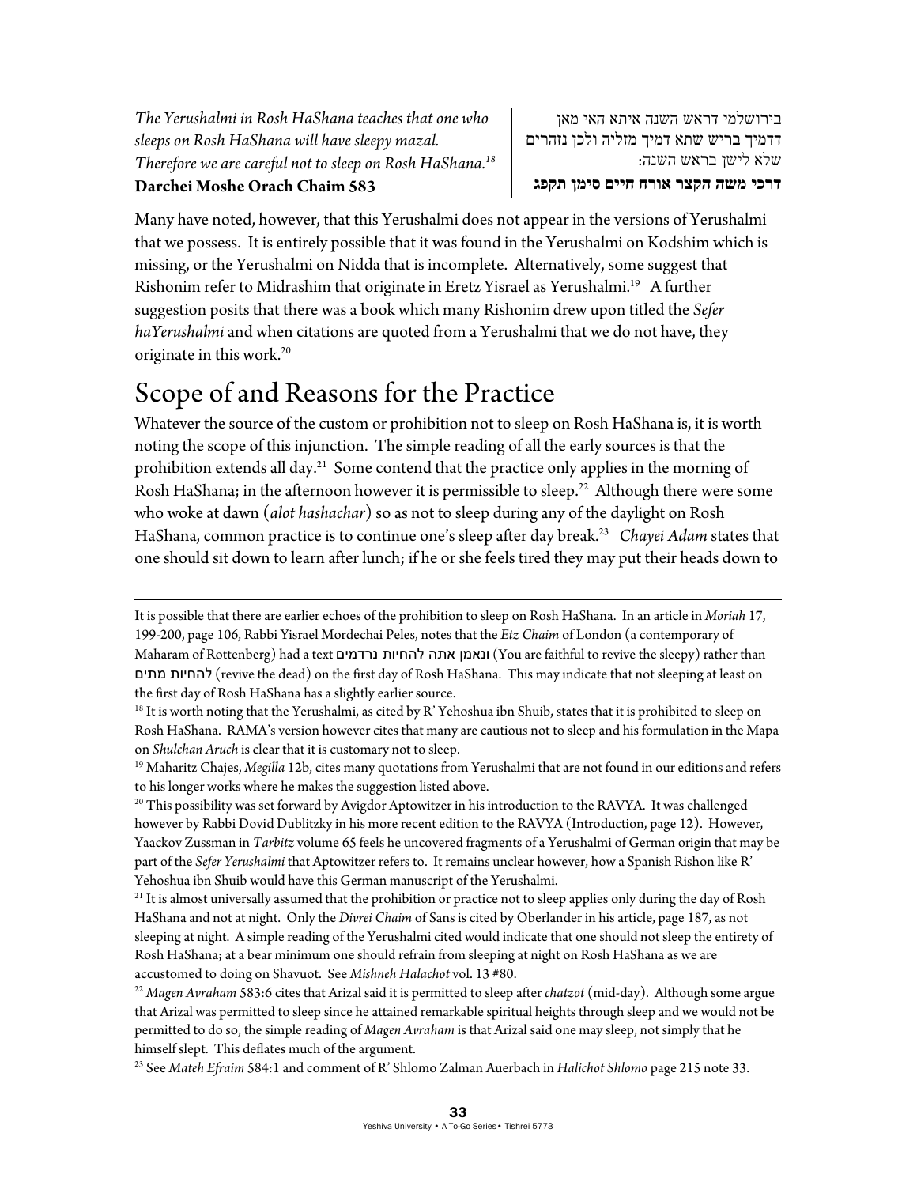*The Yerushalmi in Rosh HaShana teaches that one who sleeps on Rosh HaShana will have sleepy mazal. Therefore we are careful not to sleep on Rosh HaShana.*[18]
**Darchei Moshe Orach Chaim 583**

בירושלמי דראש השנה איתא האי מאן דדמיך בריש שתא דמיך מזליה ולכן נזהרים שלא לישן בראש השנה:
**דרכי משה הקצר אורח חיים סימן תקפג**

Many have noted, however, that this Yerushalmi does not appear in the versions of Yerushalmi that we possess. It is entirely possible that it was found in the Yerushalmi on Kodshim which is missing, or the Yerushalmi on Nidda that is incomplete. Alternatively, some suggest that Rishonim refer to Midrashim that originate in Eretz Yisrael as Yerushalmi.[19] A further suggestion posits that there was a book which many Rishonim drew upon titled the *Sefer haYerushalmi* and when citations are quoted from a Yerushalmi that we do not have, they originate in this work.[20]

## Scope of and Reasons for the Practice

Whatever the source of the custom or prohibition not to sleep on Rosh HaShana is, it is worth noting the scope of this injunction. The simple reading of all the early sources is that the prohibition extends all day.[21] Some contend that the practice only applies in the morning of Rosh HaShana; in the afternoon however it is permissible to sleep.[22] Although there were some who woke at dawn (*alot hashachar*) so as not to sleep during any of the daylight on Rosh HaShana, common practice is to continue one's sleep after day break.[23] *Chayei Adam* states that one should sit down to learn after lunch; if he or she feels tired they may put their heads down to

---

It is possible that there are earlier echoes of the prohibition to sleep on Rosh HaShana. In an article in *Moriah* 17, 199-200, page 106, Rabbi Yisrael Mordechai Peles, notes that the *Etz Chaim* of London (a contemporary of Maharam of Rottenberg) had a text ונאמן אתה להחיות נרדמים (You are faithful to revive the sleepy) rather than להחיות מתים (revive the dead) on the first day of Rosh HaShana. This may indicate that not sleeping at least on the first day of Rosh HaShana has a slightly earlier source.

[18] It is worth noting that the Yerushalmi, as cited by R' Yehoshua ibn Shuib, states that it is prohibited to sleep on Rosh HaShana. RAMA's version however cites that many are cautious not to sleep and his formulation in the Mapa on *Shulchan Aruch* is clear that it is customary not to sleep.

[19] Maharitz Chajes, *Megilla* 12b, cites many quotations from Yerushalmi that are not found in our editions and refers to his longer works where he makes the suggestion listed above.

[20] This possibility was set forward by Avigdor Aptowitzer in his introduction to the RAVYA. It was challenged however by Rabbi Dovid Dublitzky in his more recent edition to the RAVYA (Introduction, page 12). However, Yaackov Zussman in *Tarbitz* volume 65 feels he uncovered fragments of a Yerushalmi of German origin that may be part of the *Sefer Yerushalmi* that Aptowitzer refers to. It remains unclear however, how a Spanish Rishon like R' Yehoshua ibn Shuib would have this German manuscript of the Yerushalmi.

[21] It is almost universally assumed that the prohibition or practice not to sleep applies only during the day of Rosh HaShana and not at night. Only the *Divrei Chaim* of Sans is cited by Oberlander in his article, page 187, as not sleeping at night. A simple reading of the Yerushalmi cited would indicate that one should not sleep the entirety of Rosh HaShana; at a bear minimum one should refrain from sleeping at night on Rosh HaShana as we are accustomed to doing on Shavuot. See *Mishneh Halachot* vol. 13 #80.

[22] *Magen Avraham* 583:6 cites that Arizal said it is permitted to sleep after *chatzot* (mid-day). Although some argue that Arizal was permitted to sleep since he attained remarkable spiritual heights through sleep and we would not be permitted to do so, the simple reading of *Magen Avraham* is that Arizal said one may sleep, not simply that he himself slept. This deflates much of the argument.

[23] See *Mateh Efraim* 584:1 and comment of R' Shlomo Zalman Auerbach in *Halichot Shlomo* page 215 note 33.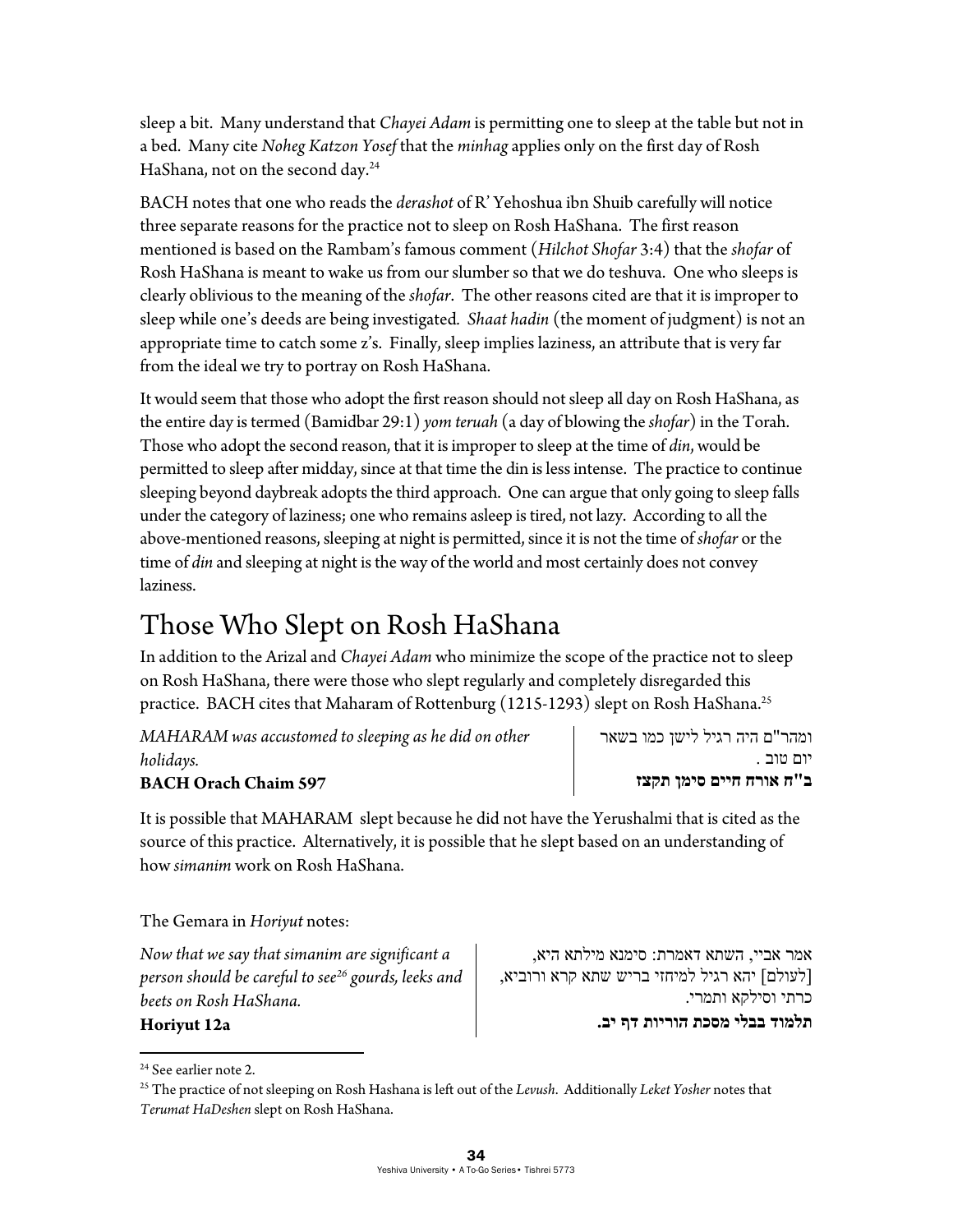sleep a bit. Many understand that *Chayei Adam* is permitting one to sleep at the table but not in a bed. Many cite *Noheg Katzon Yosef* that the *minhag* applies only on the first day of Rosh HaShana, not on the second day.[24]

BACH notes that one who reads the *derashot* of R' Yehoshua ibn Shuib carefully will notice three separate reasons for the practice not to sleep on Rosh HaShana. The first reason mentioned is based on the Rambam's famous comment (*Hilchot Shofar* 3:4) that the *shofar* of Rosh HaShana is meant to wake us from our slumber so that we do teshuva. One who sleeps is clearly oblivious to the meaning of the *shofar*. The other reasons cited are that it is improper to sleep while one's deeds are being investigated. *Shaat hadin* (the moment of judgment) is not an appropriate time to catch some z's. Finally, sleep implies laziness, an attribute that is very far from the ideal we try to portray on Rosh HaShana.

It would seem that those who adopt the first reason should not sleep all day on Rosh HaShana, as the entire day is termed (Bamidbar 29:1) *yom teruah* (a day of blowing the *shofar*) in the Torah. Those who adopt the second reason, that it is improper to sleep at the time of *din*, would be permitted to sleep after midday, since at that time the din is less intense. The practice to continue sleeping beyond daybreak adopts the third approach. One can argue that only going to sleep falls under the category of laziness; one who remains asleep is tired, not lazy. According to all the above-mentioned reasons, sleeping at night is permitted, since it is not the time of *shofar* or the time of *din* and sleeping at night is the way of the world and most certainly does not convey laziness.

# Those Who Slept on Rosh HaShana

In addition to the Arizal and *Chayei Adam* who minimize the scope of the practice not to sleep on Rosh HaShana, there were those who slept regularly and completely disregarded this practice. BACH cites that Maharam of Rottenburg (1215-1293) slept on Rosh HaShana.[25]

*MAHARAM was accustomed to sleeping as he did on other holidays.*
**BACH Orach Chaim 597**

ומהר"ם היה רגיל לישן כמו בשאר יום טוב .
**ב"ח אורח חיים סימן תקצז**

It is possible that MAHARAM slept because he did not have the Yerushalmi that is cited as the source of this practice. Alternatively, it is possible that he slept based on an understanding of how *simanim* work on Rosh HaShana.

The Gemara in *Horiyut* notes:

*Now that we say that simanim are significant a person should be careful to see[26] gourds, leeks and beets on Rosh HaShana.*
**Horiyut 12a**

אמר אביי, השתא דאמרת: סימנא מילתא היא, [לעולם] יהא רגיל למיחזי בריש שתא קרא ורוביא, כרתי וסילקא ותמרי.
**תלמוד בבלי מסכת הוריות דף יב.**

---

[24] See earlier note 2.

[25] The practice of not sleeping on Rosh Hashana is left out of the *Levush*. Additionally *Leket Yosher* notes that *Terumat HaDeshen* slept on Rosh HaShana.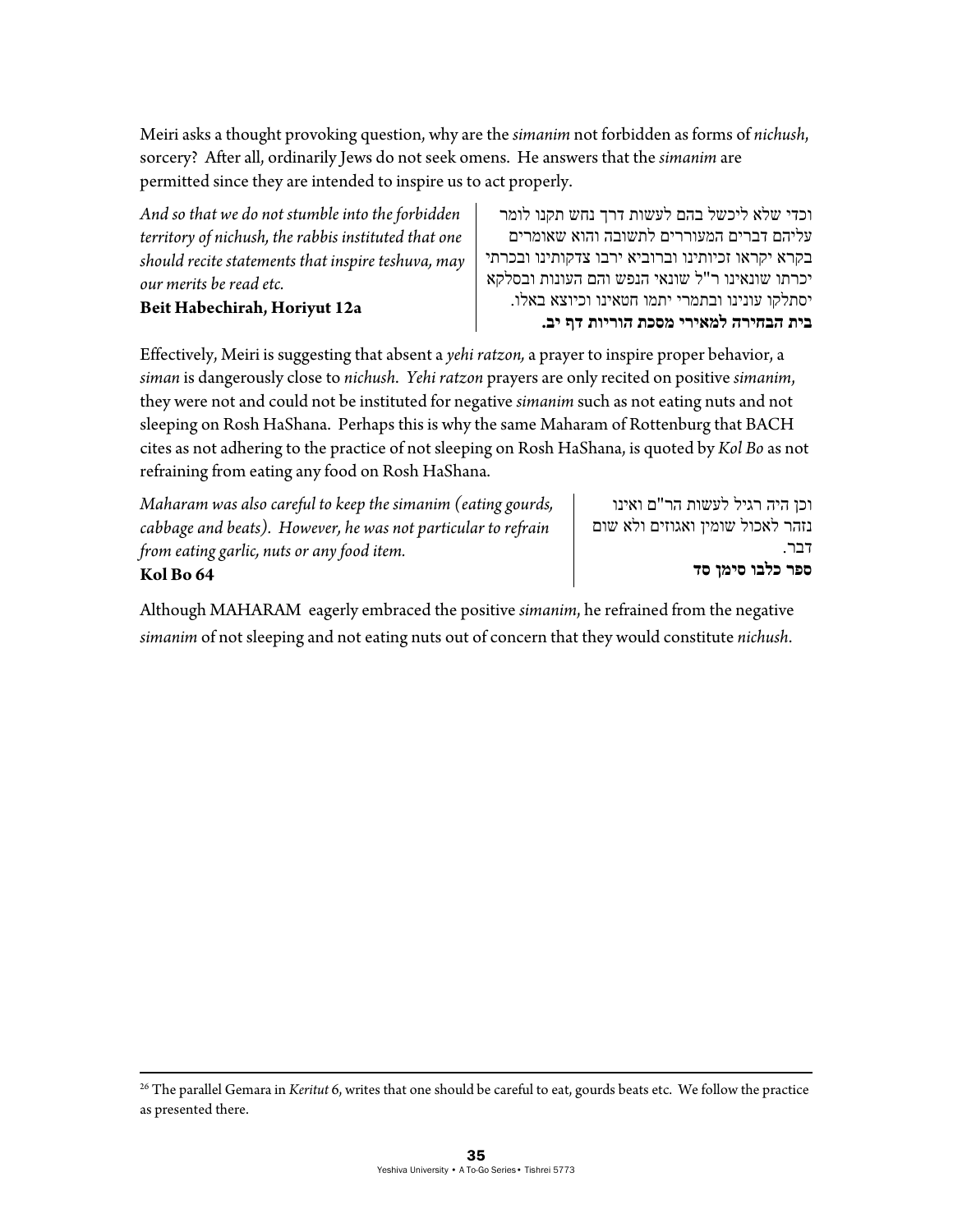Meiri asks a thought provoking question, why are the *simanim* not forbidden as forms of *nichush*, sorcery? After all, ordinarily Jews do not seek omens. He answers that the *simanim* are permitted since they are intended to inspire us to act properly.

*And so that we do not stumble into the forbidden territory of nichush, the rabbis instituted that one should recite statements that inspire teshuva, may our merits be read etc.*
**Beit Habechirah, Horiyut 12a**

וכדי שלא ליכשל בהם לעשות דרך נחש תקנו לומר עליהם דברים המעוררים לתשובה והוא שאומרים בקרא יקראו זכיותינו וברוביא ירבו צדקותינו ובכרתי יכרתו שונאינו ר"ל שונאי הנפש והם העונות ובסלקא יסתלקו עונינו ובתמרי יתמו חטאינו וכיוצא באלו.
**בית הבחירה למאירי מסכת הוריות דף יב.**

Effectively, Meiri is suggesting that absent a *yehi ratzon,* a prayer to inspire proper behavior, a *siman* is dangerously close to *nichush*. *Yehi ratzon* prayers are only recited on positive *simanim*, they were not and could not be instituted for negative *simanim* such as not eating nuts and not sleeping on Rosh HaShana. Perhaps this is why the same Maharam of Rottenburg that BACH cites as not adhering to the practice of not sleeping on Rosh HaShana, is quoted by *Kol Bo* as not refraining from eating any food on Rosh HaShana.

*Maharam was also careful to keep the simanim (eating gourds, cabbage and beats). However, he was not particular to refrain from eating garlic, nuts or any food item.*
**Kol Bo 64**

וכן היה רגיל לעשות הר"ם ואינו נזהר לאכול שומין ואגוזים ולא שום דבר.
**ספר כלבו סימן סד**

Although MAHARAM eagerly embraced the positive *simanim*, he refrained from the negative *simanim* of not sleeping and not eating nuts out of concern that they would constitute *nichush*.

[26] The parallel Gemara in *Keritut* 6, writes that one should be careful to eat, gourds beats etc. We follow the practice as presented there.